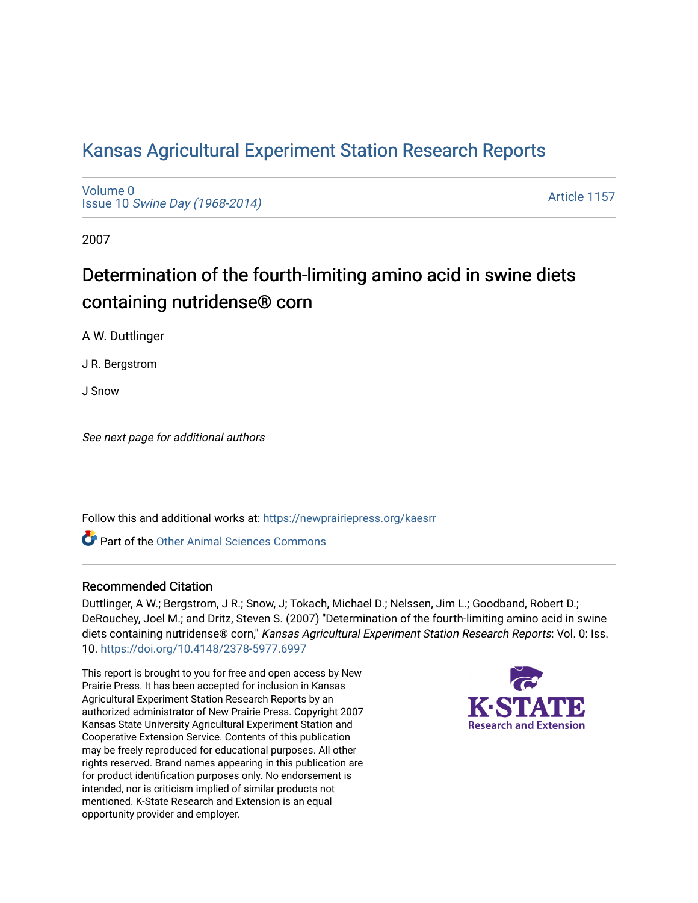# Kansas Agricultural Experiment Station Research Reports

Volume 0
Issue 10 *Swine Day (1968-2014)*

Article 1157

2007

## Determination of the fourth-limiting amino acid in swine diets containing nutridense® corn

A W. Duttlinger

J R. Bergstrom

J Snow

*See next page for additional authors*

Follow this and additional works at: https://newprairiepress.org/kaesrr

Part of the Other Animal Sciences Commons

### Recommended Citation

Duttlinger, A W.; Bergstrom, J R.; Snow, J; Tokach, Michael D.; Nelssen, Jim L.; Goodband, Robert D.; DeRouchey, Joel M.; and Dritz, Steven S. (2007) "Determination of the fourth-limiting amino acid in swine diets containing nutridense® corn," *Kansas Agricultural Experiment Station Research Reports*: Vol. 0: Iss. 10. https://doi.org/10.4148/2378-5977.6997

This report is brought to you for free and open access by New Prairie Press. It has been accepted for inclusion in Kansas Agricultural Experiment Station Research Reports by an authorized administrator of New Prairie Press. Copyright 2007 Kansas State University Agricultural Experiment Station and Cooperative Extension Service. Contents of this publication may be freely reproduced for educational purposes. All other rights reserved. Brand names appearing in this publication are for product identification purposes only. No endorsement is intended, nor is criticism implied of similar products not mentioned. K-State Research and Extension is an equal opportunity provider and employer.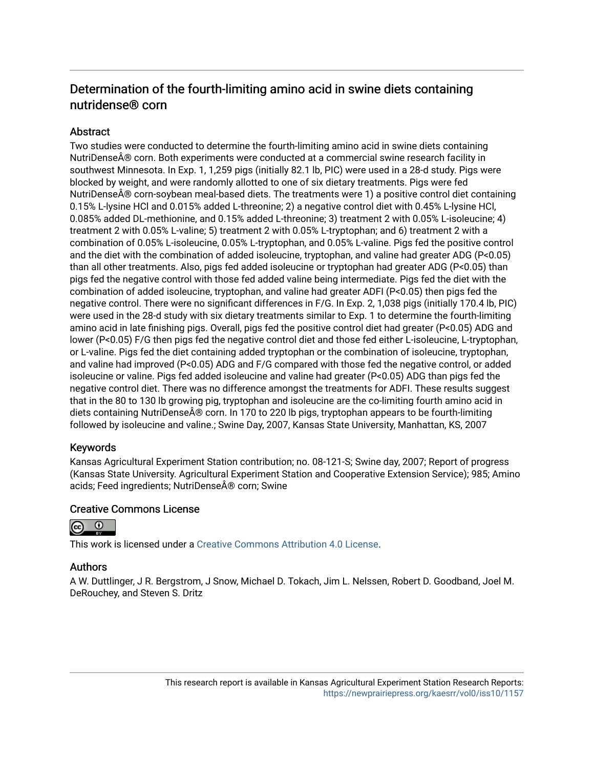# Determination of the fourth-limiting amino acid in swine diets containing nutridense® corn

## Abstract

Two studies were conducted to determine the fourth-limiting amino acid in swine diets containing NutriDenseÂ® corn. Both experiments were conducted at a commercial swine research facility in southwest Minnesota. In Exp. 1, 1,259 pigs (initially 82.1 lb, PIC) were used in a 28-d study. Pigs were blocked by weight, and were randomly allotted to one of six dietary treatments. Pigs were fed NutriDenseÂ® corn-soybean meal-based diets. The treatments were 1) a positive control diet containing 0.15% L-lysine HCl and 0.015% added L-threonine; 2) a negative control diet with 0.45% L-lysine HCl, 0.085% added DL-methionine, and 0.15% added L-threonine; 3) treatment 2 with 0.05% L-isoleucine; 4) treatment 2 with 0.05% L-valine; 5) treatment 2 with 0.05% L-tryptophan; and 6) treatment 2 with a combination of 0.05% L-isoleucine, 0.05% L-tryptophan, and 0.05% L-valine. Pigs fed the positive control and the diet with the combination of added isoleucine, tryptophan, and valine had greater ADG ($P<0.05$) than all other treatments. Also, pigs fed added isoleucine or tryptophan had greater ADG ($P<0.05$) than pigs fed the negative control with those fed added valine being intermediate. Pigs fed the diet with the combination of added isoleucine, tryptophan, and valine had greater ADFI ($P<0.05$) then pigs fed the negative control. There were no significant differences in F/G. In Exp. 2, 1,038 pigs (initially 170.4 lb, PIC) were used in the 28-d study with six dietary treatments similar to Exp. 1 to determine the fourth-limiting amino acid in late finishing pigs. Overall, pigs fed the positive control diet had greater ($P<0.05$) ADG and lower ($P<0.05$) F/G then pigs fed the negative control diet and those fed either L-isoleucine, L-tryptophan, or L-valine. Pigs fed the diet containing added tryptophan or the combination of isoleucine, tryptophan, and valine had improved ($P<0.05$) ADG and F/G compared with those fed the negative control, or added isoleucine or valine. Pigs fed added isoleucine and valine had greater ($P<0.05$) ADG than pigs fed the negative control diet. There was no difference amongst the treatments for ADFI. These results suggest that in the 80 to 130 lb growing pig, tryptophan and isoleucine are the co-limiting fourth amino acid in diets containing NutriDenseÂ® corn. In 170 to 220 lb pigs, tryptophan appears to be fourth-limiting followed by isoleucine and valine.; Swine Day, 2007, Kansas State University, Manhattan, KS, 2007

## Keywords

Kansas Agricultural Experiment Station contribution; no. 08-121-S; Swine day, 2007; Report of progress (Kansas State University. Agricultural Experiment Station and Cooperative Extension Service); 985; Amino acids; Feed ingredients; NutriDenseÂ® corn; Swine

## Creative Commons License

This work is licensed under a Creative Commons Attribution 4.0 License.

## Authors

A W. Duttlinger, J R. Bergstrom, J Snow, Michael D. Tokach, Jim L. Nelssen, Robert D. Goodband, Joel M. DeRouchey, and Steven S. Dritz

This research report is available in Kansas Agricultural Experiment Station Research Reports: https://newprairiepress.org/kaesrr/vol0/iss10/1157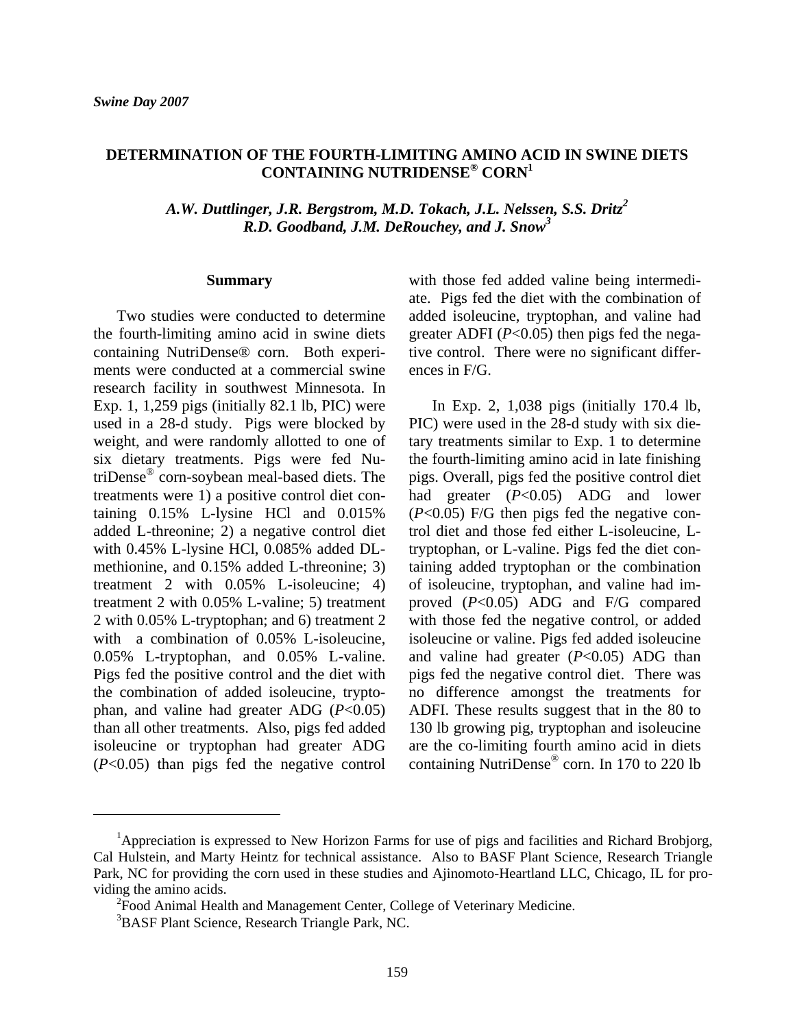*Swine Day 2007*

# DETERMINATION OF THE FOURTH-LIMITING AMINO ACID IN SWINE DIETS CONTAINING NUTRIDENSE® CORN[1]

***A.W. Duttlinger, J.R. Bergstrom, M.D. Tokach, J.L. Nelssen, S.S. Dritz[2] R.D. Goodband, J.M. DeRouchey, and J. Snow[3]***

## Summary

Two studies were conducted to determine the fourth-limiting amino acid in swine diets containing NutriDense® corn. Both experiments were conducted at a commercial swine research facility in southwest Minnesota. In Exp. 1, 1,259 pigs (initially 82.1 lb, PIC) were used in a 28-d study. Pigs were blocked by weight, and were randomly allotted to one of six dietary treatments. Pigs were fed NutriDense® corn-soybean meal-based diets. The treatments were 1) a positive control diet containing 0.15% L-lysine HCl and 0.015% added L-threonine; 2) a negative control diet with 0.45% L-lysine HCl, 0.085% added DL-methionine, and 0.15% added L-threonine; 3) treatment 2 with 0.05% L-isoleucine; 4) treatment 2 with 0.05% L-valine; 5) treatment 2 with 0.05% L-tryptophan; and 6) treatment 2 with a combination of 0.05% L-isoleucine, 0.05% L-tryptophan, and 0.05% L-valine. Pigs fed the positive control and the diet with the combination of added isoleucine, tryptophan, and valine had greater ADG ($P$<0.05) than all other treatments. Also, pigs fed added isoleucine or tryptophan had greater ADG ($P$<0.05) than pigs fed the negative control with those fed added valine being intermediate. Pigs fed the diet with the combination of added isoleucine, tryptophan, and valine had greater ADFI ($P$<0.05) then pigs fed the negative control. There were no significant differences in F/G.

In Exp. 2, 1,038 pigs (initially 170.4 lb, PIC) were used in the 28-d study with six dietary treatments similar to Exp. 1 to determine the fourth-limiting amino acid in late finishing pigs. Overall, pigs fed the positive control diet had greater ($P$<0.05) ADG and lower ($P$<0.05) F/G then pigs fed the negative control diet and those fed either L-isoleucine, L-tryptophan, or L-valine. Pigs fed the diet containing added tryptophan or the combination of isoleucine, tryptophan, and valine had improved ($P$<0.05) ADG and F/G compared with those fed the negative control, or added isoleucine or valine. Pigs fed added isoleucine and valine had greater ($P$<0.05) ADG than pigs fed the negative control diet. There was no difference amongst the treatments for ADFI. These results suggest that in the 80 to 130 lb growing pig, tryptophan and isoleucine are the co-limiting fourth amino acid in diets containing NutriDense® corn. In 170 to 220 lb

[1]Appreciation is expressed to New Horizon Farms for use of pigs and facilities and Richard Brobjorg, Cal Hulstein, and Marty Heintz for technical assistance. Also to BASF Plant Science, Research Triangle Park, NC for providing the corn used in these studies and Ajinomoto-Heartland LLC, Chicago, IL for providing the amino acids.

[2]Food Animal Health and Management Center, College of Veterinary Medicine.

[3]BASF Plant Science, Research Triangle Park, NC.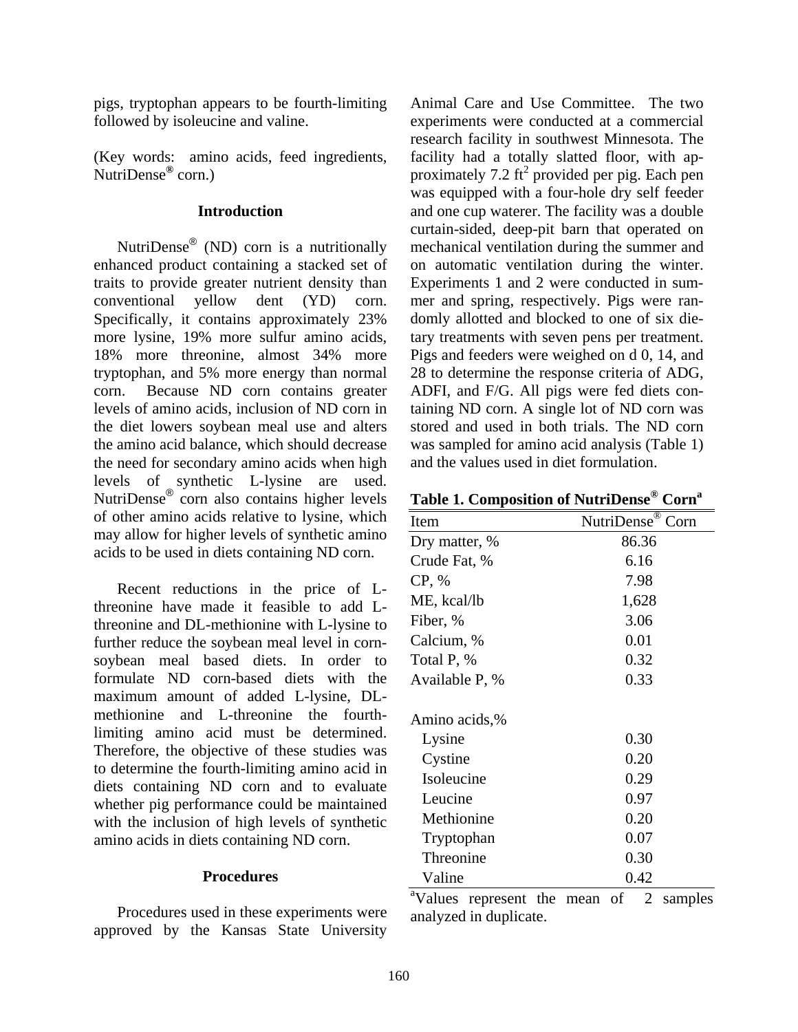pigs, tryptophan appears to be fourth-limiting followed by isoleucine and valine.

(Key words: amino acids, feed ingredients, NutriDense® corn.)

## Introduction

NutriDense® (ND) corn is a nutritionally enhanced product containing a stacked set of traits to provide greater nutrient density than conventional yellow dent (YD) corn. Specifically, it contains approximately 23% more lysine, 19% more sulfur amino acids, 18% more threonine, almost 34% more tryptophan, and 5% more energy than normal corn. Because ND corn contains greater levels of amino acids, inclusion of ND corn in the diet lowers soybean meal use and alters the amino acid balance, which should decrease the need for secondary amino acids when high levels of synthetic L-lysine are used. NutriDense® corn also contains higher levels of other amino acids relative to lysine, which may allow for higher levels of synthetic amino acids to be used in diets containing ND corn.

Recent reductions in the price of L-threonine have made it feasible to add L-threonine and DL-methionine with L-lysine to further reduce the soybean meal level in corn-soybean meal based diets. In order to formulate ND corn-based diets with the maximum amount of added L-lysine, DL-methionine and L-threonine the fourth-limiting amino acid must be determined. Therefore, the objective of these studies was to determine the fourth-limiting amino acid in diets containing ND corn and to evaluate whether pig performance could be maintained with the inclusion of high levels of synthetic amino acids in diets containing ND corn.

## Procedures

Procedures used in these experiments were approved by the Kansas State University Animal Care and Use Committee. The two experiments were conducted at a commercial research facility in southwest Minnesota. The facility had a totally slatted floor, with approximately 7.2 $ft^2$ provided per pig. Each pen was equipped with a four-hole dry self feeder and one cup waterer. The facility was a double curtain-sided, deep-pit barn that operated on mechanical ventilation during the summer and on automatic ventilation during the winter. Experiments 1 and 2 were conducted in summer and spring, respectively. Pigs were randomly allotted and blocked to one of six dietary treatments with seven pens per treatment. Pigs and feeders were weighed on d 0, 14, and 28 to determine the response criteria of ADG, ADFI, and F/G. All pigs were fed diets containing ND corn. A single lot of ND corn was stored and used in both trials. The ND corn was sampled for amino acid analysis (Table 1) and the values used in diet formulation.

**Table 1. Composition of NutriDense® Corn[a]**

| Item | NutriDense® Corn |
|---|---|
| Dry matter, % | 86.36 |
| Crude Fat, % | 6.16 |
| CP, % | 7.98 |
| ME, kcal/lb | 1,628 |
| Fiber, % | 3.06 |
| Calcium, % | 0.01 |
| Total P, % | 0.32 |
| Available P, % | 0.33 |
| | |
| Amino acids,% | |
| Lysine | 0.30 |
| Cystine | 0.20 |
| Isoleucine | 0.29 |
| Leucine | 0.97 |
| Methionine | 0.20 |
| Tryptophan | 0.07 |
| Threonine | 0.30 |
| Valine | 0.42 |

[a]Values represent the mean of 2 samples analyzed in duplicate.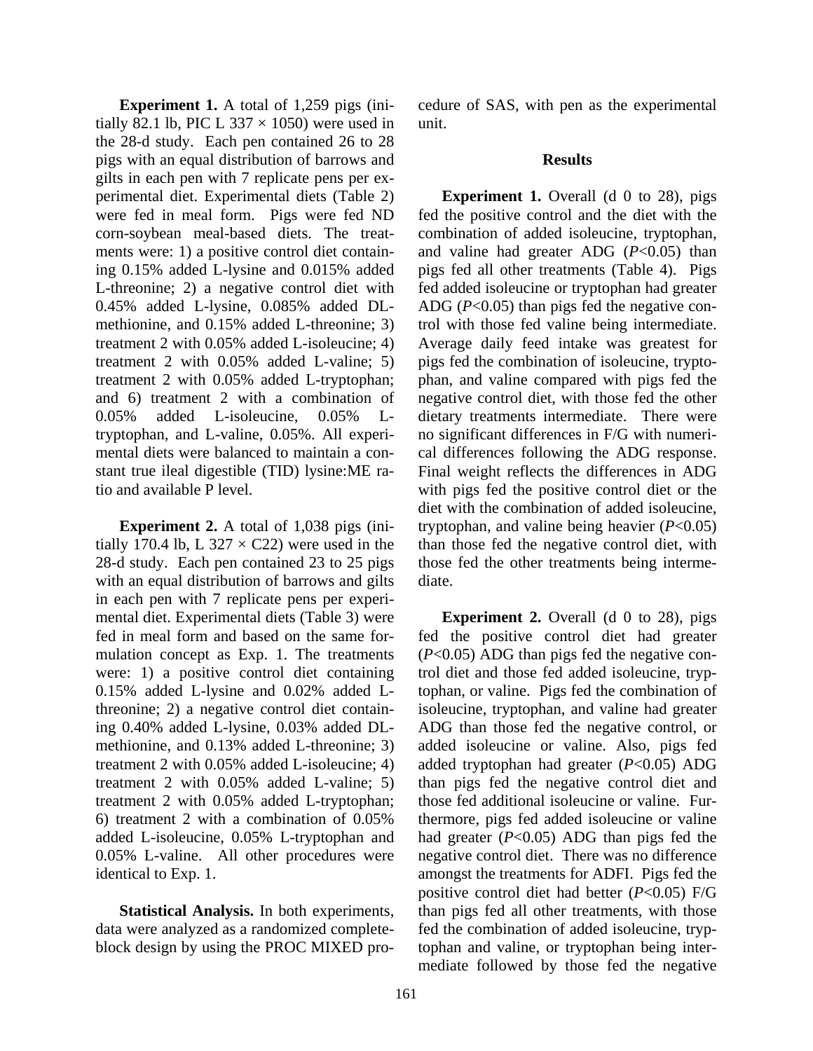**Experiment 1.** A total of 1,259 pigs (initially 82.1 lb, PIC L 337 × 1050) were used in the 28-d study. Each pen contained 26 to 28 pigs with an equal distribution of barrows and gilts in each pen with 7 replicate pens per experimental diet. Experimental diets (Table 2) were fed in meal form. Pigs were fed ND corn-soybean meal-based diets. The treatments were: 1) a positive control diet containing 0.15% added L-lysine and 0.015% added L-threonine; 2) a negative control diet with 0.45% added L-lysine, 0.085% added DL-methionine, and 0.15% added L-threonine; 3) treatment 2 with 0.05% added L-isoleucine; 4) treatment 2 with 0.05% added L-valine; 5) treatment 2 with 0.05% added L-tryptophan; and 6) treatment 2 with a combination of 0.05% added L-isoleucine, 0.05% L-tryptophan, and L-valine, 0.05%. All experimental diets were balanced to maintain a constant true ileal digestible (TID) lysine:ME ratio and available P level.

**Experiment 2.** A total of 1,038 pigs (initially 170.4 lb, L 327 × C22) were used in the 28-d study. Each pen contained 23 to 25 pigs with an equal distribution of barrows and gilts in each pen with 7 replicate pens per experimental diet. Experimental diets (Table 3) were fed in meal form and based on the same formulation concept as Exp. 1. The treatments were: 1) a positive control diet containing 0.15% added L-lysine and 0.02% added L-threonine; 2) a negative control diet containing 0.40% added L-lysine, 0.03% added DL-methionine, and 0.13% added L-threonine; 3) treatment 2 with 0.05% added L-isoleucine; 4) treatment 2 with 0.05% added L-valine; 5) treatment 2 with 0.05% added L-tryptophan; 6) treatment 2 with a combination of 0.05% added L-isoleucine, 0.05% L-tryptophan and 0.05% L-valine. All other procedures were identical to Exp. 1.

**Statistical Analysis.** In both experiments, data were analyzed as a randomized complete-block design by using the PROC MIXED procedure of SAS, with pen as the experimental unit.

## Results

**Experiment 1.** Overall (d 0 to 28), pigs fed the positive control and the diet with the combination of added isoleucine, tryptophan, and valine had greater ADG (*P*<0.05) than pigs fed all other treatments (Table 4). Pigs fed added isoleucine or tryptophan had greater ADG (*P*<0.05) than pigs fed the negative control with those fed valine being intermediate. Average daily feed intake was greatest for pigs fed the combination of isoleucine, tryptophan, and valine compared with pigs fed the negative control diet, with those fed the other dietary treatments intermediate. There were no significant differences in F/G with numerical differences following the ADG response. Final weight reflects the differences in ADG with pigs fed the positive control diet or the diet with the combination of added isoleucine, tryptophan, and valine being heavier (*P*<0.05) than those fed the negative control diet, with those fed the other treatments being intermediate.

**Experiment 2.** Overall (d 0 to 28), pigs fed the positive control diet had greater (*P*<0.05) ADG than pigs fed the negative control diet and those fed added isoleucine, tryptophan, or valine. Pigs fed the combination of isoleucine, tryptophan, and valine had greater ADG than those fed the negative control, or added isoleucine or valine. Also, pigs fed added tryptophan had greater (*P*<0.05) ADG than pigs fed the negative control diet and those fed additional isoleucine or valine. Furthermore, pigs fed added isoleucine or valine had greater (*P*<0.05) ADG than pigs fed the negative control diet. There was no difference amongst the treatments for ADFI. Pigs fed the positive control diet had better (*P*<0.05) F/G than pigs fed all other treatments, with those fed the combination of added isoleucine, tryptophan and valine, or tryptophan being intermediate followed by those fed the negative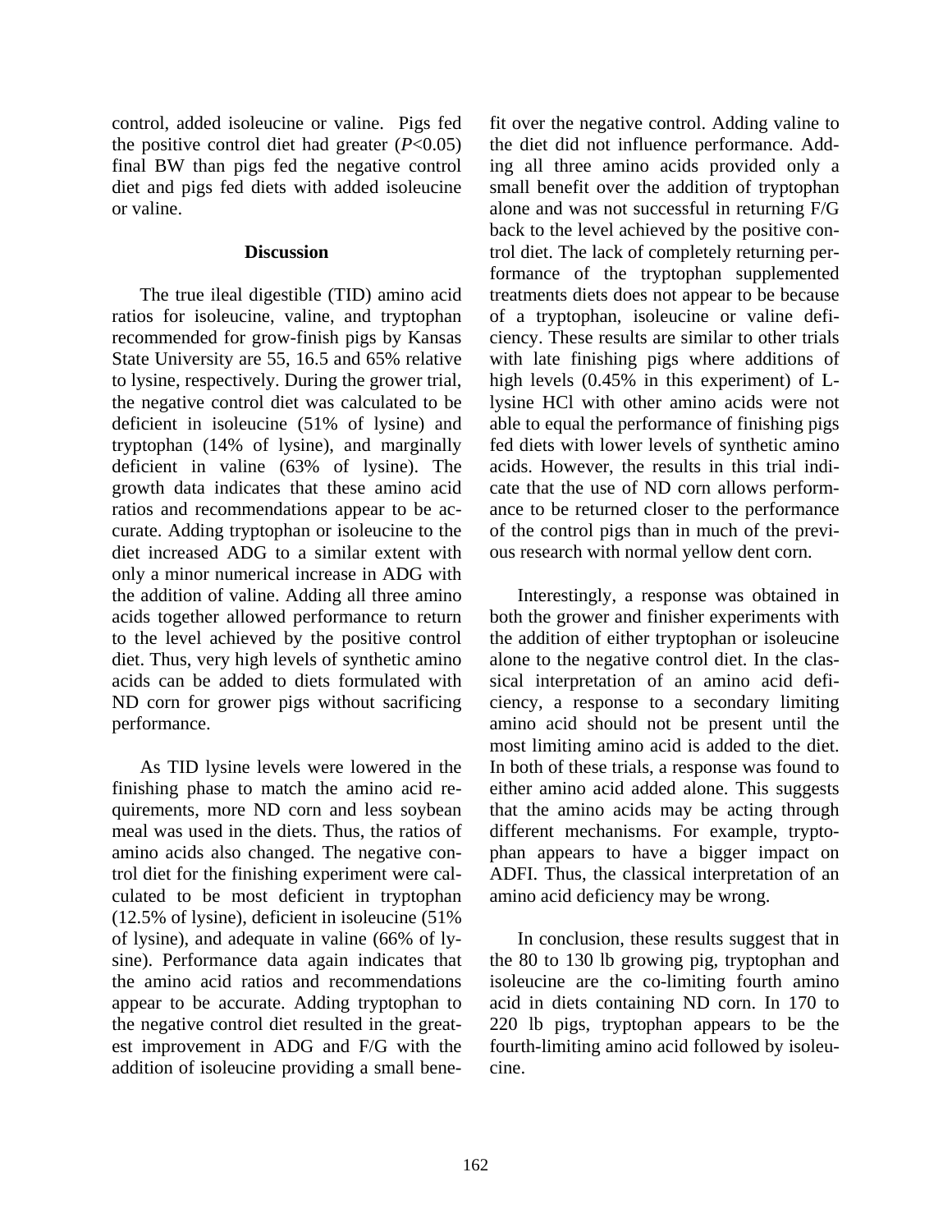control, added isoleucine or valine. Pigs fed the positive control diet had greater ($P$<0.05) final BW than pigs fed the negative control diet and pigs fed diets with added isoleucine or valine.

## Discussion

The true ileal digestible (TID) amino acid ratios for isoleucine, valine, and tryptophan recommended for grow-finish pigs by Kansas State University are 55, 16.5 and 65% relative to lysine, respectively. During the grower trial, the negative control diet was calculated to be deficient in isoleucine (51% of lysine) and tryptophan (14% of lysine), and marginally deficient in valine (63% of lysine). The growth data indicates that these amino acid ratios and recommendations appear to be accurate. Adding tryptophan or isoleucine to the diet increased ADG to a similar extent with only a minor numerical increase in ADG with the addition of valine. Adding all three amino acids together allowed performance to return to the level achieved by the positive control diet. Thus, very high levels of synthetic amino acids can be added to diets formulated with ND corn for grower pigs without sacrificing performance.

As TID lysine levels were lowered in the finishing phase to match the amino acid requirements, more ND corn and less soybean meal was used in the diets. Thus, the ratios of amino acids also changed. The negative control diet for the finishing experiment were calculated to be most deficient in tryptophan (12.5% of lysine), deficient in isoleucine (51% of lysine), and adequate in valine (66% of lysine). Performance data again indicates that the amino acid ratios and recommendations appear to be accurate. Adding tryptophan to the negative control diet resulted in the greatest improvement in ADG and F/G with the addition of isoleucine providing a small benefit over the negative control. Adding valine to the diet did not influence performance. Adding all three amino acids provided only a small benefit over the addition of tryptophan alone and was not successful in returning F/G back to the level achieved by the positive control diet. The lack of completely returning performance of the tryptophan supplemented treatments diets does not appear to be because of a tryptophan, isoleucine or valine deficiency. These results are similar to other trials with late finishing pigs where additions of high levels (0.45% in this experiment) of L-lysine HCl with other amino acids were not able to equal the performance of finishing pigs fed diets with lower levels of synthetic amino acids. However, the results in this trial indicate that the use of ND corn allows performance to be returned closer to the performance of the control pigs than in much of the previous research with normal yellow dent corn.

Interestingly, a response was obtained in both the grower and finisher experiments with the addition of either tryptophan or isoleucine alone to the negative control diet. In the classical interpretation of an amino acid deficiency, a response to a secondary limiting amino acid should not be present until the most limiting amino acid is added to the diet. In both of these trials, a response was found to either amino acid added alone. This suggests that the amino acids may be acting through different mechanisms. For example, tryptophan appears to have a bigger impact on ADFI. Thus, the classical interpretation of an amino acid deficiency may be wrong.

In conclusion, these results suggest that in the 80 to 130 lb growing pig, tryptophan and isoleucine are the co-limiting fourth amino acid in diets containing ND corn. In 170 to 220 lb pigs, tryptophan appears to be the fourth-limiting amino acid followed by isoleucine.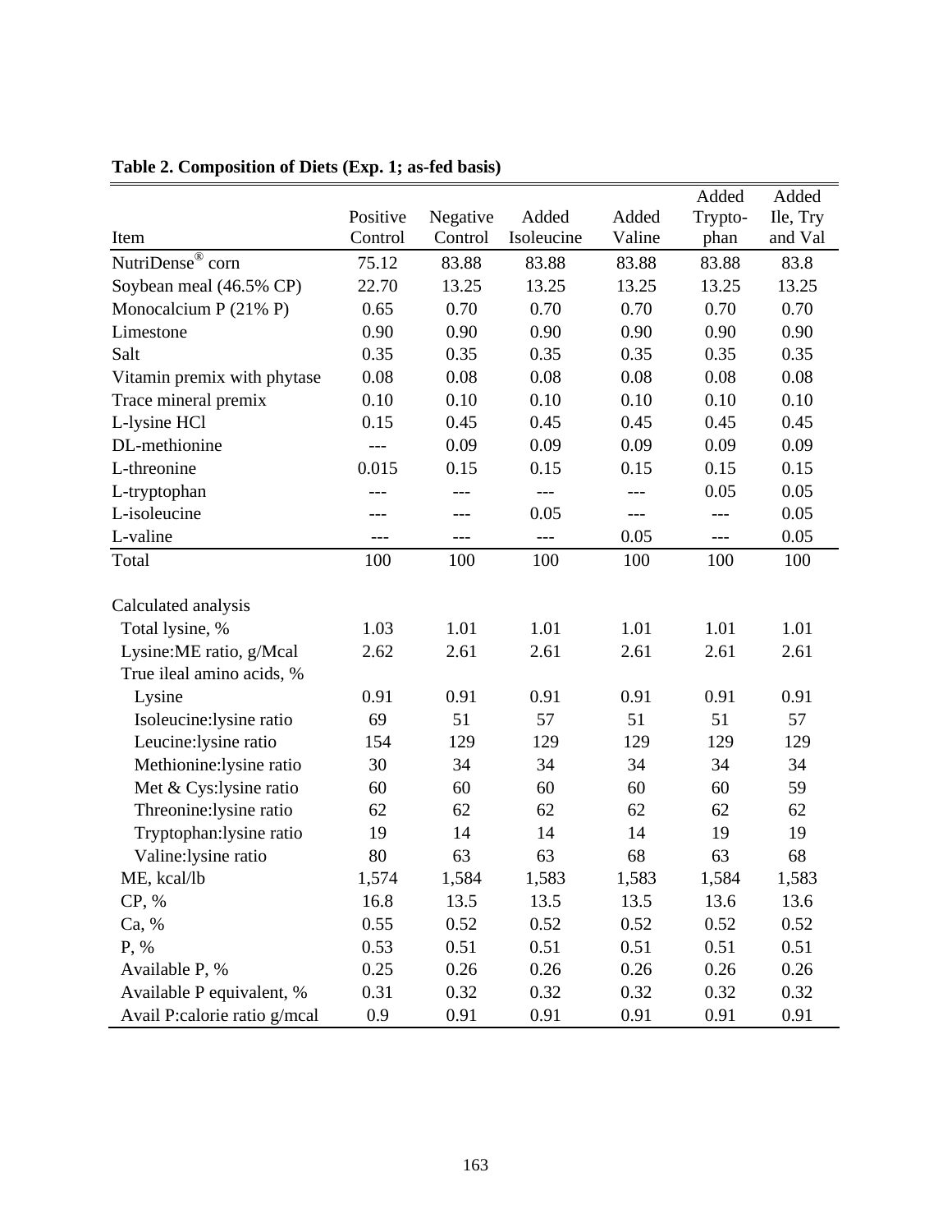**Table 2. Composition of Diets (Exp. 1; as-fed basis)**

| Item | Positive Control | Negative Control | Added Isoleucine | Added Valine | Added Trypto-phan | Added Ile, Try and Val |
|---|---|---|---|---|---|---|
| NutriDense® corn | 75.12 | 83.88 | 83.88 | 83.88 | 83.88 | 83.8 |
| Soybean meal (46.5% CP) | 22.70 | 13.25 | 13.25 | 13.25 | 13.25 | 13.25 |
| Monocalcium P (21% P) | 0.65 | 0.70 | 0.70 | 0.70 | 0.70 | 0.70 |
| Limestone | 0.90 | 0.90 | 0.90 | 0.90 | 0.90 | 0.90 |
| Salt | 0.35 | 0.35 | 0.35 | 0.35 | 0.35 | 0.35 |
| Vitamin premix with phytase | 0.08 | 0.08 | 0.08 | 0.08 | 0.08 | 0.08 |
| Trace mineral premix | 0.10 | 0.10 | 0.10 | 0.10 | 0.10 | 0.10 |
| L-lysine HCl | 0.15 | 0.45 | 0.45 | 0.45 | 0.45 | 0.45 |
| DL-methionine | --- | 0.09 | 0.09 | 0.09 | 0.09 | 0.09 |
| L-threonine | 0.015 | 0.15 | 0.15 | 0.15 | 0.15 | 0.15 |
| L-tryptophan | --- | --- | --- | --- | 0.05 | 0.05 |
| L-isoleucine | --- | --- | 0.05 | --- | --- | 0.05 |
| L-valine | --- | --- | --- | 0.05 | --- | 0.05 |
| Total | 100 | 100 | 100 | 100 | 100 | 100 |
| | | | | | | |
| Calculated analysis | | | | | | |
| Total lysine, % | 1.03 | 1.01 | 1.01 | 1.01 | 1.01 | 1.01 |
| Lysine:ME ratio, g/Mcal | 2.62 | 2.61 | 2.61 | 2.61 | 2.61 | 2.61 |
| True ileal amino acids, % | | | | | | |
| Lysine | 0.91 | 0.91 | 0.91 | 0.91 | 0.91 | 0.91 |
| Isoleucine:lysine ratio | 69 | 51 | 57 | 51 | 51 | 57 |
| Leucine:lysine ratio | 154 | 129 | 129 | 129 | 129 | 129 |
| Methionine:lysine ratio | 30 | 34 | 34 | 34 | 34 | 34 |
| Met & Cys:lysine ratio | 60 | 60 | 60 | 60 | 60 | 59 |
| Threonine:lysine ratio | 62 | 62 | 62 | 62 | 62 | 62 |
| Tryptophan:lysine ratio | 19 | 14 | 14 | 14 | 19 | 19 |
| Valine:lysine ratio | 80 | 63 | 63 | 68 | 63 | 68 |
| ME, kcal/lb | 1,574 | 1,584 | 1,583 | 1,583 | 1,584 | 1,583 |
| CP, % | 16.8 | 13.5 | 13.5 | 13.5 | 13.6 | 13.6 |
| Ca, % | 0.55 | 0.52 | 0.52 | 0.52 | 0.52 | 0.52 |
| P, % | 0.53 | 0.51 | 0.51 | 0.51 | 0.51 | 0.51 |
| Available P, % | 0.25 | 0.26 | 0.26 | 0.26 | 0.26 | 0.26 |
| Available P equivalent, % | 0.31 | 0.32 | 0.32 | 0.32 | 0.32 | 0.32 |
| Avail P:calorie ratio g/mcal | 0.9 | 0.91 | 0.91 | 0.91 | 0.91 | 0.91 |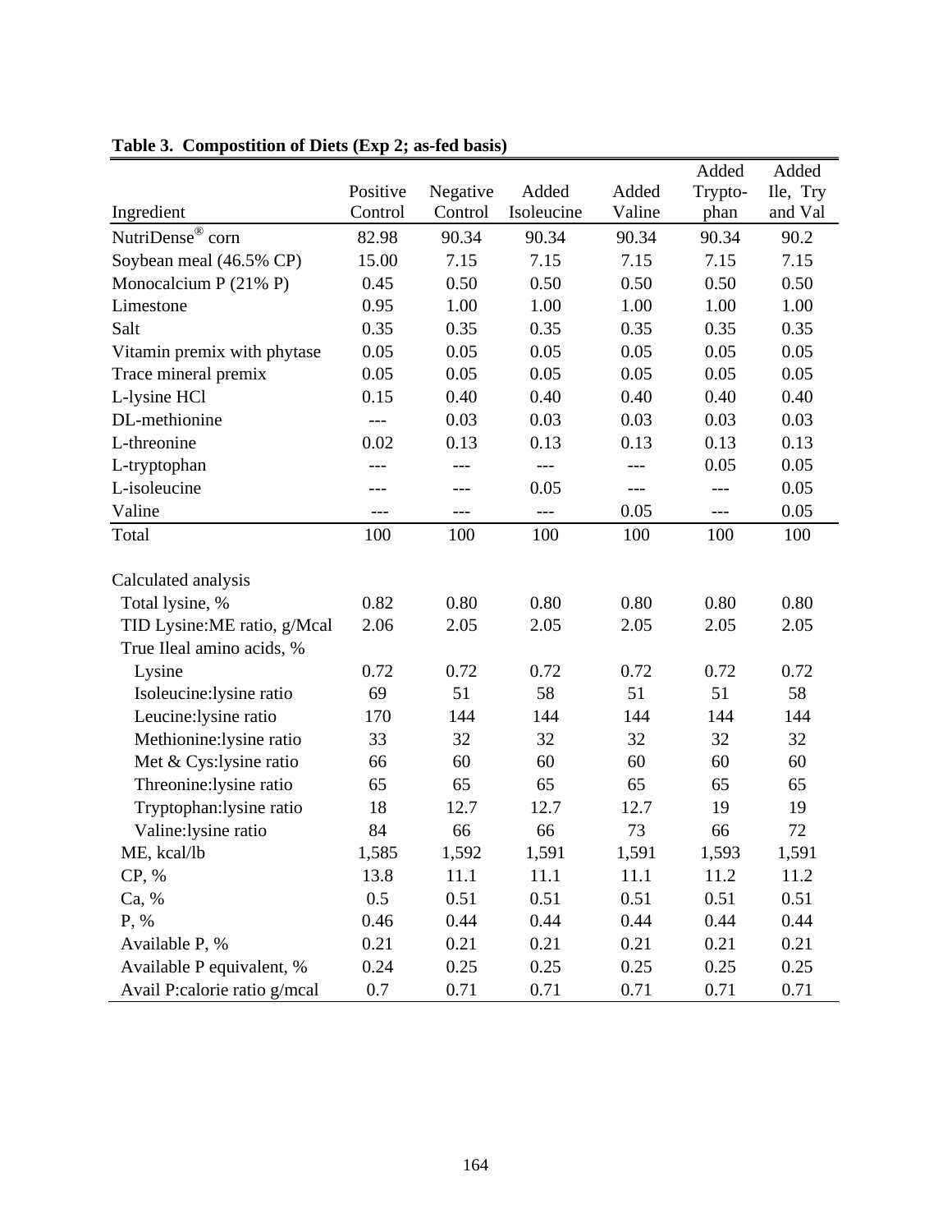**Table 3. Compostition of Diets (Exp 2; as-fed basis)**

| Ingredient | Positive Control | Negative Control | Added Isoleucine | Added Valine | Added Trypto- phan | Added Ile, Try and Val |
|---|---|---|---|---|---|---|
| NutriDense® corn | 82.98 | 90.34 | 90.34 | 90.34 | 90.34 | 90.2 |
| Soybean meal (46.5% CP) | 15.00 | 7.15 | 7.15 | 7.15 | 7.15 | 7.15 |
| Monocalcium P (21% P) | 0.45 | 0.50 | 0.50 | 0.50 | 0.50 | 0.50 |
| Limestone | 0.95 | 1.00 | 1.00 | 1.00 | 1.00 | 1.00 |
| Salt | 0.35 | 0.35 | 0.35 | 0.35 | 0.35 | 0.35 |
| Vitamin premix with phytase | 0.05 | 0.05 | 0.05 | 0.05 | 0.05 | 0.05 |
| Trace mineral premix | 0.05 | 0.05 | 0.05 | 0.05 | 0.05 | 0.05 |
| L-lysine HCl | 0.15 | 0.40 | 0.40 | 0.40 | 0.40 | 0.40 |
| DL-methionine | --- | 0.03 | 0.03 | 0.03 | 0.03 | 0.03 |
| L-threonine | 0.02 | 0.13 | 0.13 | 0.13 | 0.13 | 0.13 |
| L-tryptophan | --- | --- | --- | --- | 0.05 | 0.05 |
| L-isoleucine | --- | --- | 0.05 | --- | --- | 0.05 |
| Valine | --- | --- | --- | 0.05 | --- | 0.05 |
| Total | 100 | 100 | 100 | 100 | 100 | 100 |
| | | | | | | |
| Calculated analysis | | | | | | |
| Total lysine, % | 0.82 | 0.80 | 0.80 | 0.80 | 0.80 | 0.80 |
| TID Lysine:ME ratio, g/Mcal | 2.06 | 2.05 | 2.05 | 2.05 | 2.05 | 2.05 |
| True Ileal amino acids, % | | | | | | |
| Lysine | 0.72 | 0.72 | 0.72 | 0.72 | 0.72 | 0.72 |
| Isoleucine:lysine ratio | 69 | 51 | 58 | 51 | 51 | 58 |
| Leucine:lysine ratio | 170 | 144 | 144 | 144 | 144 | 144 |
| Methionine:lysine ratio | 33 | 32 | 32 | 32 | 32 | 32 |
| Met & Cys:lysine ratio | 66 | 60 | 60 | 60 | 60 | 60 |
| Threonine:lysine ratio | 65 | 65 | 65 | 65 | 65 | 65 |
| Tryptophan:lysine ratio | 18 | 12.7 | 12.7 | 12.7 | 19 | 19 |
| Valine:lysine ratio | 84 | 66 | 66 | 73 | 66 | 72 |
| ME, kcal/lb | 1,585 | 1,592 | 1,591 | 1,591 | 1,593 | 1,591 |
| CP, % | 13.8 | 11.1 | 11.1 | 11.1 | 11.2 | 11.2 |
| Ca, % | 0.5 | 0.51 | 0.51 | 0.51 | 0.51 | 0.51 |
| P, % | 0.46 | 0.44 | 0.44 | 0.44 | 0.44 | 0.44 |
| Available P, % | 0.21 | 0.21 | 0.21 | 0.21 | 0.21 | 0.21 |
| Available P equivalent, % | 0.24 | 0.25 | 0.25 | 0.25 | 0.25 | 0.25 |
| Avail P:calorie ratio g/mcal | 0.7 | 0.71 | 0.71 | 0.71 | 0.71 | 0.71 |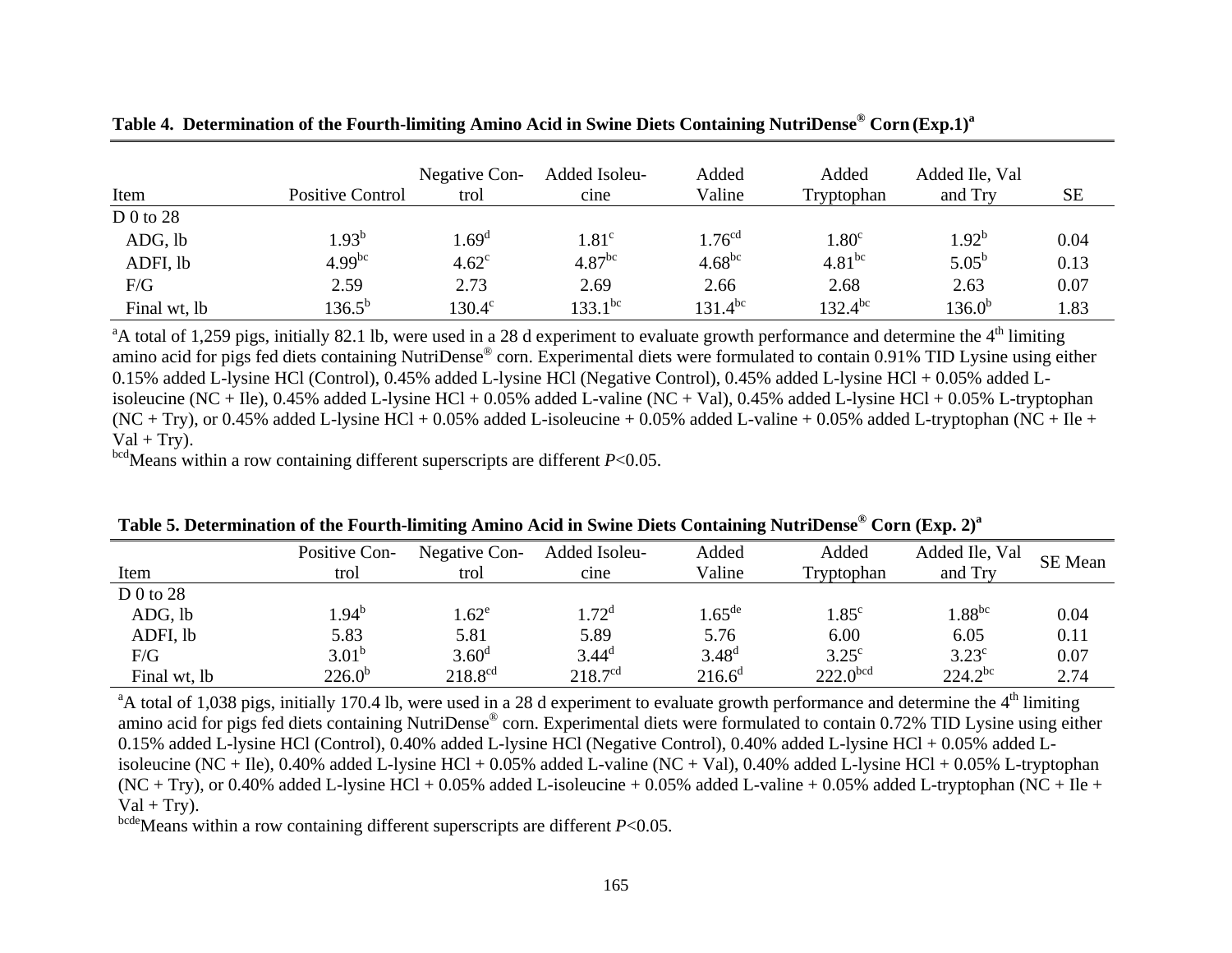**Table 4. Determination of the Fourth-limiting Amino Acid in Swine Diets Containing NutriDense® Corn (Exp.1)[a]**

| Item | Positive Control | Negative Control | Added Isoleucine | Added Valine | Added Tryptophan | Added Ile, Val and Try | SE |
|---|---|---|---|---|---|---|---|
| D 0 to 28 | | | | | | | |
| ADG, lb | 1.93[b] | 1.69[d] | 1.81[c] | 1.76[cd] | 1.80[c] | 1.92[b] | 0.04 |
| ADFI, lb | 4.99[bc] | 4.62[c] | 4.87[bc] | 4.68[bc] | 4.81[bc] | 5.05[b] | 0.13 |
| F/G | 2.59 | 2.73 | 2.69 | 2.66 | 2.68 | 2.63 | 0.07 |
| Final wt, lb | 136.5[b] | 130.4[c] | 133.1[bc] | 131.4[bc] | 132.4[bc] | 136.0[b] | 1.83 |

[a]A total of 1,259 pigs, initially 82.1 lb, were used in a 28 d experiment to evaluate growth performance and determine the 4th limiting amino acid for pigs fed diets containing NutriDense® corn. Experimental diets were formulated to contain 0.91% TID Lysine using either 0.15% added L-lysine HCl (Control), 0.45% added L-lysine HCl (Negative Control), 0.45% added L-lysine HCl + 0.05% added L-isoleucine (NC + Ile), 0.45% added L-lysine HCl + 0.05% added L-valine (NC + Val), 0.45% added L-lysine HCl + 0.05% L-tryptophan (NC + Try), or 0.45% added L-lysine HCl + 0.05% added L-isoleucine + 0.05% added L-valine + 0.05% added L-tryptophan (NC + Ile + Val + Try).

[bcd]Means within a row containing different superscripts are different $P<0.05$.

**Table 5. Determination of the Fourth-limiting Amino Acid in Swine Diets Containing NutriDense® Corn (Exp. 2)[a]**

| Item | Positive Control | Negative Control | Added Isoleucine | Added Valine | Added Tryptophan | Added Ile, Val and Try | SE Mean |
|---|---|---|---|---|---|---|---|
| D 0 to 28 | | | | | | | |
| ADG, lb | 1.94[b] | 1.62[e] | 1.72[d] | 1.65[de] | 1.85[c] | 1.88[bc] | 0.04 |
| ADFI, lb | 5.83 | 5.81 | 5.89 | 5.76 | 6.00 | 6.05 | 0.11 |
| F/G | 3.01[b] | 3.60[d] | 3.44[d] | 3.48[d] | 3.25[c] | 3.23[c] | 0.07 |
| Final wt, lb | 226.0[b] | 218.8[cd] | 218.7[cd] | 216.6[d] | 222.0[bcd] | 224.2[bc] | 2.74 |

[a]A total of 1,038 pigs, initially 170.4 lb, were used in a 28 d experiment to evaluate growth performance and determine the 4th limiting amino acid for pigs fed diets containing NutriDense® corn. Experimental diets were formulated to contain 0.72% TID Lysine using either 0.15% added L-lysine HCl (Control), 0.40% added L-lysine HCl (Negative Control), 0.40% added L-lysine HCl + 0.05% added L-isoleucine (NC + Ile), 0.40% added L-lysine HCl + 0.05% added L-valine (NC + Val), 0.40% added L-lysine HCl + 0.05% L-tryptophan (NC + Try), or 0.40% added L-lysine HCl + 0.05% added L-isoleucine + 0.05% added L-valine + 0.05% added L-tryptophan (NC + Ile + Val + Try).

[bcde]Means within a row containing different superscripts are different $P<0.05$.